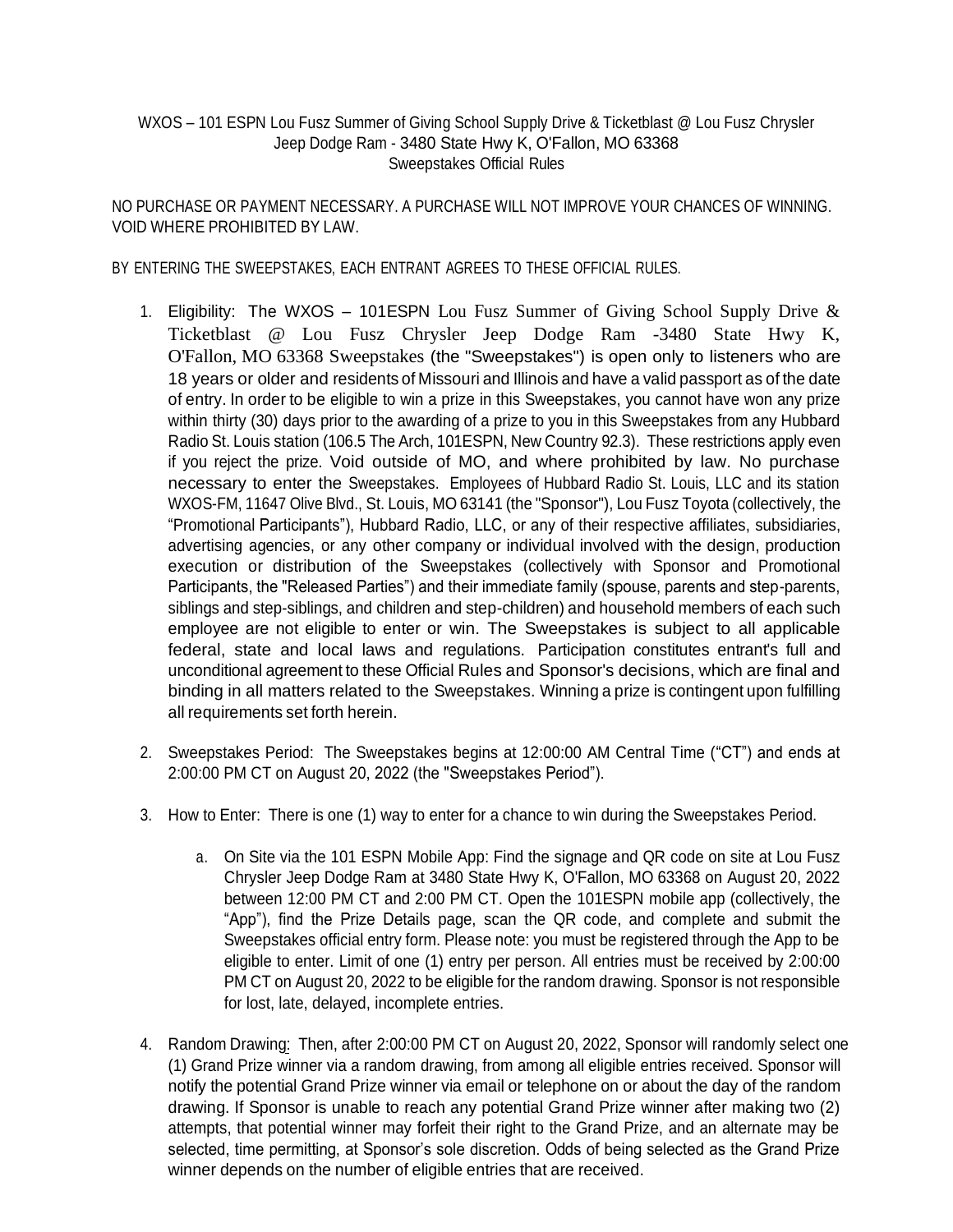WXOS – 101 ESPN Lou Fusz Summer of Giving School Supply Drive & Ticketblast @ Lou Fusz Chrysler Jeep Dodge Ram - 3480 State Hwy K, O'Fallon, MO 63368
Sweepstakes Official Rules

NO PURCHASE OR PAYMENT NECESSARY. A PURCHASE WILL NOT IMPROVE YOUR CHANCES OF WINNING. VOID WHERE PROHIBITED BY LAW.

BY ENTERING THE SWEEPSTAKES, EACH ENTRANT AGREES TO THESE OFFICIAL RULES.

1. Eligibility: The WXOS – 101ESPN Lou Fusz Summer of Giving School Supply Drive & Ticketblast @ Lou Fusz Chrysler Jeep Dodge Ram -3480 State Hwy K, O'Fallon, MO 63368 Sweepstakes (the "Sweepstakes") is open only to listeners who are 18 years or older and residents of Missouri and Illinois and have a valid passport as of the date of entry. In order to be eligible to win a prize in this Sweepstakes, you cannot have won any prize within thirty (30) days prior to the awarding of a prize to you in this Sweepstakes from any Hubbard Radio St. Louis station (106.5 The Arch, 101ESPN, New Country 92.3). These restrictions apply even if you reject the prize. Void outside of MO, and where prohibited by law. No purchase necessary to enter the Sweepstakes. Employees of Hubbard Radio St. Louis, LLC and its station WXOS-FM, 11647 Olive Blvd., St. Louis, MO 63141 (the "Sponsor"), Lou Fusz Toyota (collectively, the "Promotional Participants"), Hubbard Radio, LLC, or any of their respective affiliates, subsidiaries, advertising agencies, or any other company or individual involved with the design, production execution or distribution of the Sweepstakes (collectively with Sponsor and Promotional Participants, the "Released Parties") and their immediate family (spouse, parents and step-parents, siblings and step-siblings, and children and step-children) and household members of each such employee are not eligible to enter or win. The Sweepstakes is subject to all applicable federal, state and local laws and regulations. Participation constitutes entrant's full and unconditional agreement to these Official Rules and Sponsor's decisions, which are final and binding in all matters related to the Sweepstakes. Winning a prize is contingent upon fulfilling all requirements set forth herein.

2. Sweepstakes Period: The Sweepstakes begins at 12:00:00 AM Central Time ("CT") and ends at 2:00:00 PM CT on August 20, 2022 (the "Sweepstakes Period").

3. How to Enter: There is one (1) way to enter for a chance to win during the Sweepstakes Period.

   a. On Site via the 101 ESPN Mobile App: Find the signage and QR code on site at Lou Fusz Chrysler Jeep Dodge Ram at 3480 State Hwy K, O'Fallon, MO 63368 on August 20, 2022 between 12:00 PM CT and 2:00 PM CT. Open the 101ESPN mobile app (collectively, the "App"), find the Prize Details page, scan the QR code, and complete and submit the Sweepstakes official entry form. Please note: you must be registered through the App to be eligible to enter. Limit of one (1) entry per person. All entries must be received by 2:00:00 PM CT on August 20, 2022 to be eligible for the random drawing. Sponsor is not responsible for lost, late, delayed, incomplete entries.

4. Random Drawing: Then, after 2:00:00 PM CT on August 20, 2022, Sponsor will randomly select one (1) Grand Prize winner via a random drawing, from among all eligible entries received. Sponsor will notify the potential Grand Prize winner via email or telephone on or about the day of the random drawing. If Sponsor is unable to reach any potential Grand Prize winner after making two (2) attempts, that potential winner may forfeit their right to the Grand Prize, and an alternate may be selected, time permitting, at Sponsor's sole discretion. Odds of being selected as the Grand Prize winner depends on the number of eligible entries that are received.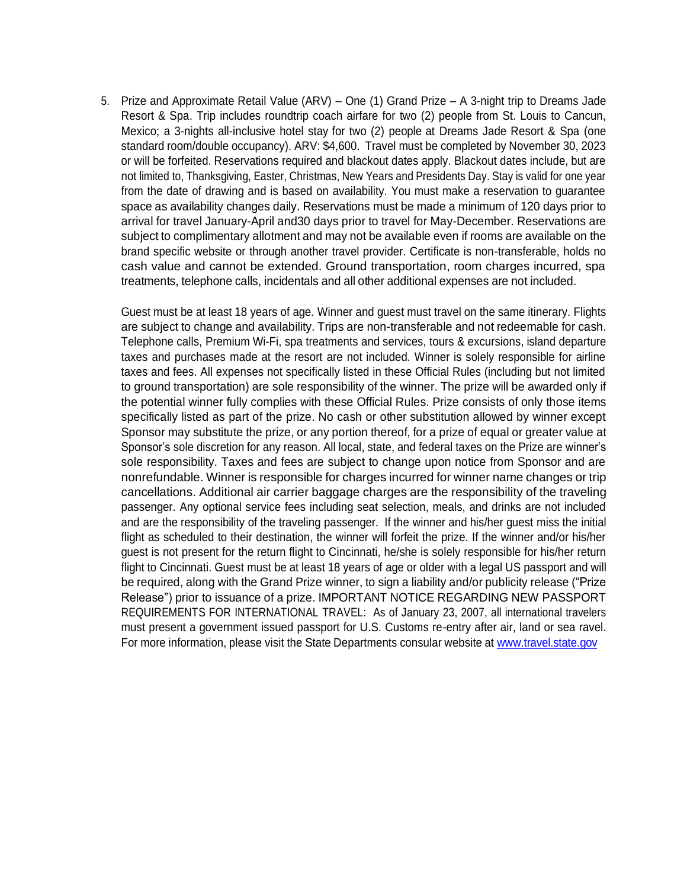5. Prize and Approximate Retail Value (ARV) – One (1) Grand Prize – A 3-night trip to Dreams Jade Resort & Spa. Trip includes roundtrip coach airfare for two (2) people from St. Louis to Cancun, Mexico; a 3-nights all-inclusive hotel stay for two (2) people at Dreams Jade Resort & Spa (one standard room/double occupancy). ARV: $4,600. Travel must be completed by November 30, 2023 or will be forfeited. Reservations required and blackout dates apply. Blackout dates include, but are not limited to, Thanksgiving, Easter, Christmas, New Years and Presidents Day. Stay is valid for one year from the date of drawing and is based on availability. You must make a reservation to guarantee space as availability changes daily. Reservations must be made a minimum of 120 days prior to arrival for travel January-April and30 days prior to travel for May-December. Reservations are subject to complimentary allotment and may not be available even if rooms are available on the brand specific website or through another travel provider. Certificate is non-transferable, holds no cash value and cannot be extended. Ground transportation, room charges incurred, spa treatments, telephone calls, incidentals and all other additional expenses are not included.

   Guest must be at least 18 years of age. Winner and guest must travel on the same itinerary. Flights are subject to change and availability. Trips are non-transferable and not redeemable for cash. Telephone calls, Premium Wi-Fi, spa treatments and services, tours & excursions, island departure taxes and purchases made at the resort are not included. Winner is solely responsible for airline taxes and fees. All expenses not specifically listed in these Official Rules (including but not limited to ground transportation) are sole responsibility of the winner. The prize will be awarded only if the potential winner fully complies with these Official Rules. Prize consists of only those items specifically listed as part of the prize. No cash or other substitution allowed by winner except Sponsor may substitute the prize, or any portion thereof, for a prize of equal or greater value at Sponsor's sole discretion for any reason. All local, state, and federal taxes on the Prize are winner's sole responsibility. Taxes and fees are subject to change upon notice from Sponsor and are nonrefundable. Winner is responsible for charges incurred for winner name changes or trip cancellations. Additional air carrier baggage charges are the responsibility of the traveling passenger. Any optional service fees including seat selection, meals, and drinks are not included and are the responsibility of the traveling passenger. If the winner and his/her guest miss the initial flight as scheduled to their destination, the winner will forfeit the prize. If the winner and/or his/her guest is not present for the return flight to Cincinnati, he/she is solely responsible for his/her return flight to Cincinnati. Guest must be at least 18 years of age or older with a legal US passport and will be required, along with the Grand Prize winner, to sign a liability and/or publicity release ("Prize Release") prior to issuance of a prize. IMPORTANT NOTICE REGARDING NEW PASSPORT REQUIREMENTS FOR INTERNATIONAL TRAVEL: As of January 23, 2007, all international travelers must present a government issued passport for U.S. Customs re-entry after air, land or sea ravel. For more information, please visit the State Departments consular website at [www.travel.state.gov](http://www.travel.state.gov)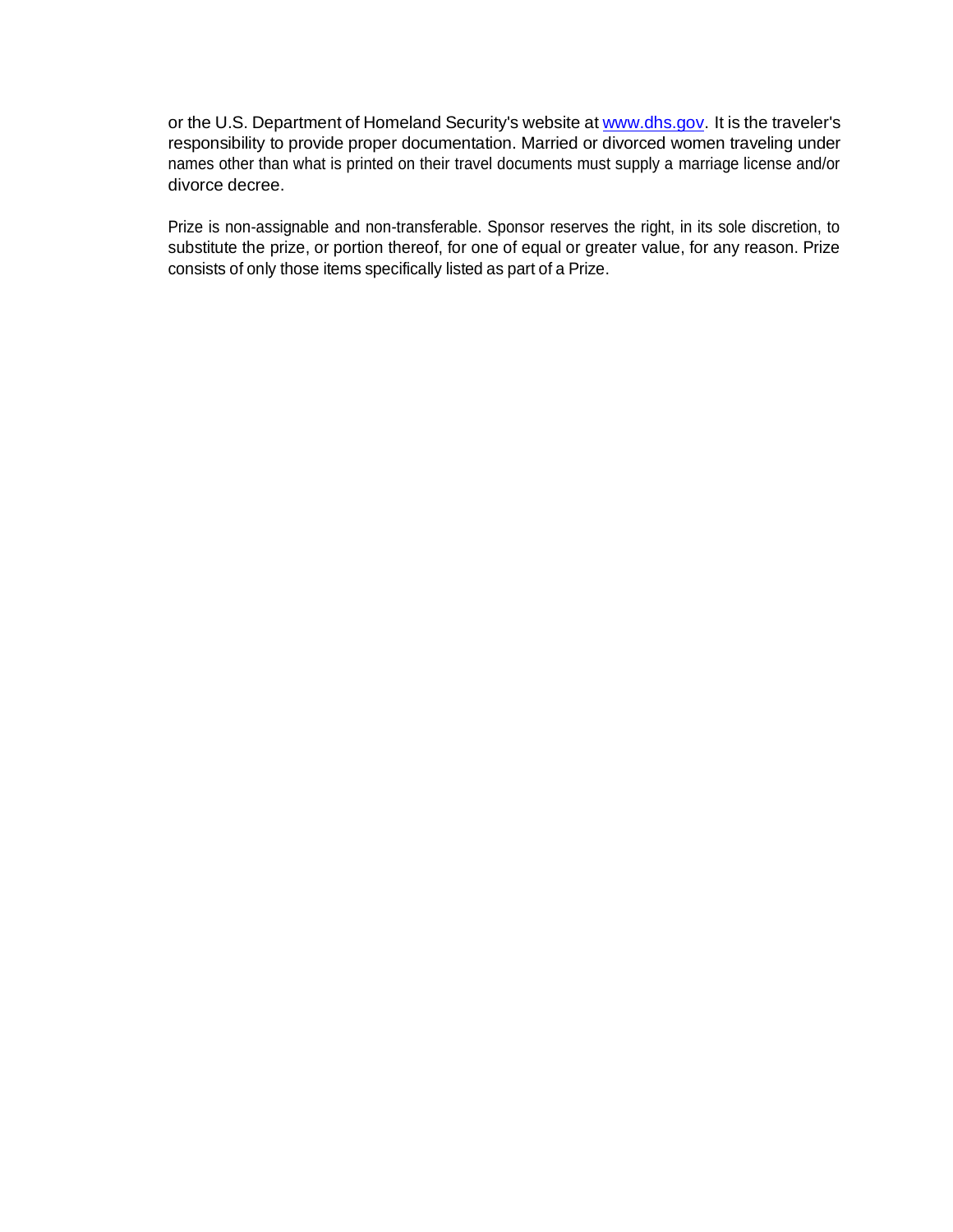or the U.S. Department of Homeland Security's website at [www.dhs.gov](http://www.dhs.gov). It is the traveler's responsibility to provide proper documentation. Married or divorced women traveling under names other than what is printed on their travel documents must supply a marriage license and/or divorce decree.

Prize is non-assignable and non-transferable. Sponsor reserves the right, in its sole discretion, to substitute the prize, or portion thereof, for one of equal or greater value, for any reason. Prize consists of only those items specifically listed as part of a Prize.